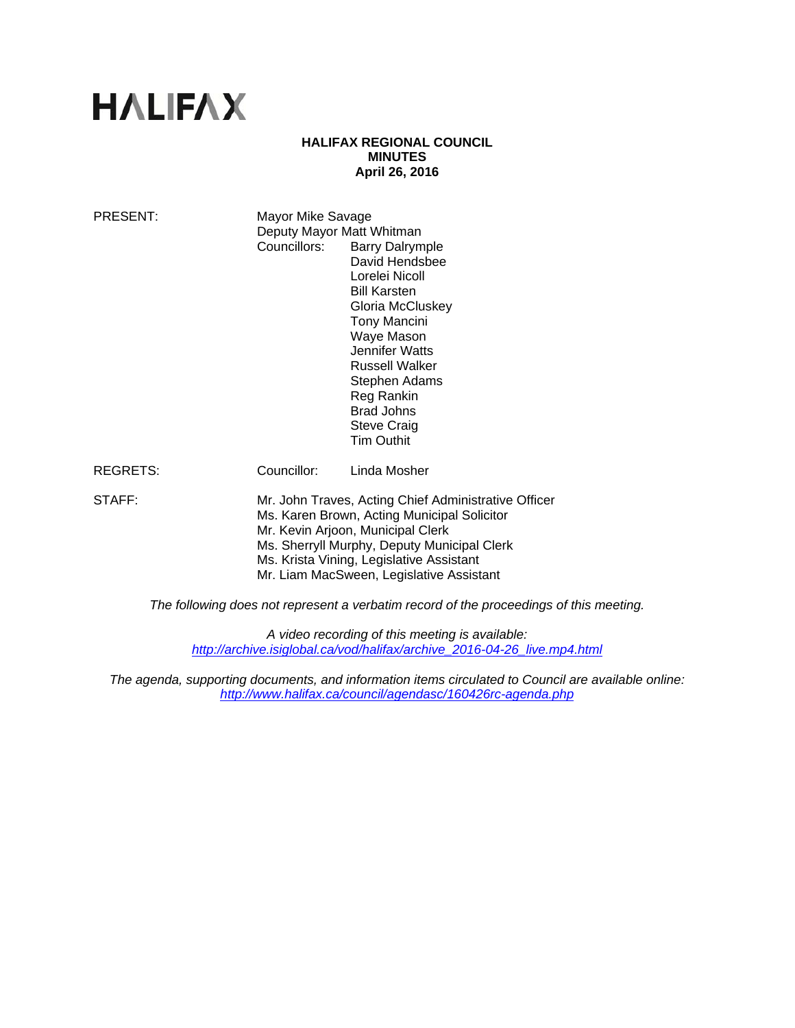# HALIFAX

**HALIFAX REGIONAL COUNCIL**
**MINUTES**
**April 26, 2016**

| | | |
|---|---|---|
| PRESENT: | Mayor Mike Savage | |
| | Deputy Mayor Matt Whitman | |
| | Councillors: | Barry Dalrymple |
| | | David Hendsbee |
| | | Lorelei Nicoll |
| | | Bill Karsten |
| | | Gloria McCluskey |
| | | Tony Mancini |
| | | Waye Mason |
| | | Jennifer Watts |
| | | Russell Walker |
| | | Stephen Adams |
| | | Reg Rankin |
| | | Brad Johns |
| | | Steve Craig |
| | | Tim Outhit |
| REGRETS: | Councillor: | Linda Mosher |
| STAFF: | Mr. John Traves, Acting Chief Administrative Officer | |
| | Ms. Karen Brown, Acting Municipal Solicitor | |
| | Mr. Kevin Arjoon, Municipal Clerk | |
| | Ms. Sherryll Murphy, Deputy Municipal Clerk | |
| | Ms. Krista Vining, Legislative Assistant | |
| | Mr. Liam MacSween, Legislative Assistant | |

*The following does not represent a verbatim record of the proceedings of this meeting.*

*A video recording of this meeting is available:*
*http://archive.isiglobal.ca/vod/halifax/archive_2016-04-26_live.mp4.html*

*The agenda, supporting documents, and information items circulated to Council are available online:*
*http://www.halifax.ca/council/agendasc/160426rc-agenda.php*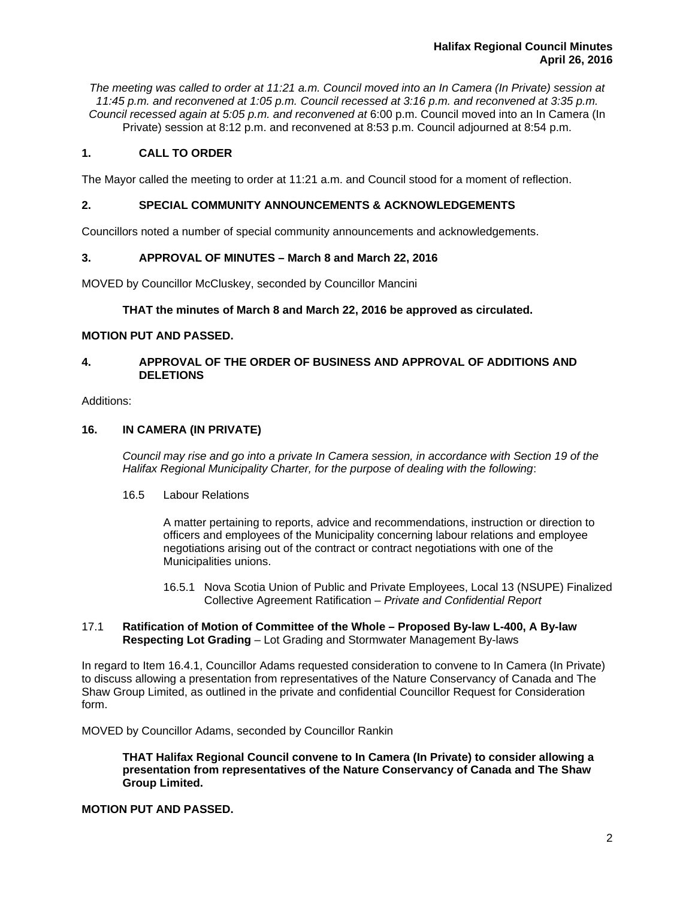*The meeting was called to order at 11:21 a.m. Council moved into an In Camera (In Private) session at 11:45 p.m. and reconvened at 1:05 p.m. Council recessed at 3:16 p.m. and reconvened at 3:35 p.m. Council recessed again at 5:05 p.m. and reconvened at* 6:00 p.m. Council moved into an In Camera (In Private) session at 8:12 p.m. and reconvened at 8:53 p.m. Council adjourned at 8:54 p.m.

## 1. CALL TO ORDER

The Mayor called the meeting to order at 11:21 a.m. and Council stood for a moment of reflection.

## 2. SPECIAL COMMUNITY ANNOUNCEMENTS & ACKNOWLEDGEMENTS

Councillors noted a number of special community announcements and acknowledgements.

## 3. APPROVAL OF MINUTES – March 8 and March 22, 2016

MOVED by Councillor McCluskey, seconded by Councillor Mancini

**THAT the minutes of March 8 and March 22, 2016 be approved as circulated.**

**MOTION PUT AND PASSED.**

## 4. APPROVAL OF THE ORDER OF BUSINESS AND APPROVAL OF ADDITIONS AND DELETIONS

Additions:

**16. IN CAMERA (IN PRIVATE)**

*Council may rise and go into a private In Camera session, in accordance with Section 19 of the Halifax Regional Municipality Charter, for the purpose of dealing with the following*:

16.5 Labour Relations

A matter pertaining to reports, advice and recommendations, instruction or direction to officers and employees of the Municipality concerning labour relations and employee negotiations arising out of the contract or contract negotiations with one of the Municipalities unions.

16.5.1 Nova Scotia Union of Public and Private Employees, Local 13 (NSUPE) Finalized Collective Agreement Ratification – *Private and Confidential Report*

17.1 **Ratification of Motion of Committee of the Whole – Proposed By-law L-400, A By-law Respecting Lot Grading** – Lot Grading and Stormwater Management By-laws

In regard to Item 16.4.1, Councillor Adams requested consideration to convene to In Camera (In Private) to discuss allowing a presentation from representatives of the Nature Conservancy of Canada and The Shaw Group Limited, as outlined in the private and confidential Councillor Request for Consideration form.

MOVED by Councillor Adams, seconded by Councillor Rankin

**THAT Halifax Regional Council convene to In Camera (In Private) to consider allowing a presentation from representatives of the Nature Conservancy of Canada and The Shaw Group Limited.**

**MOTION PUT AND PASSED.**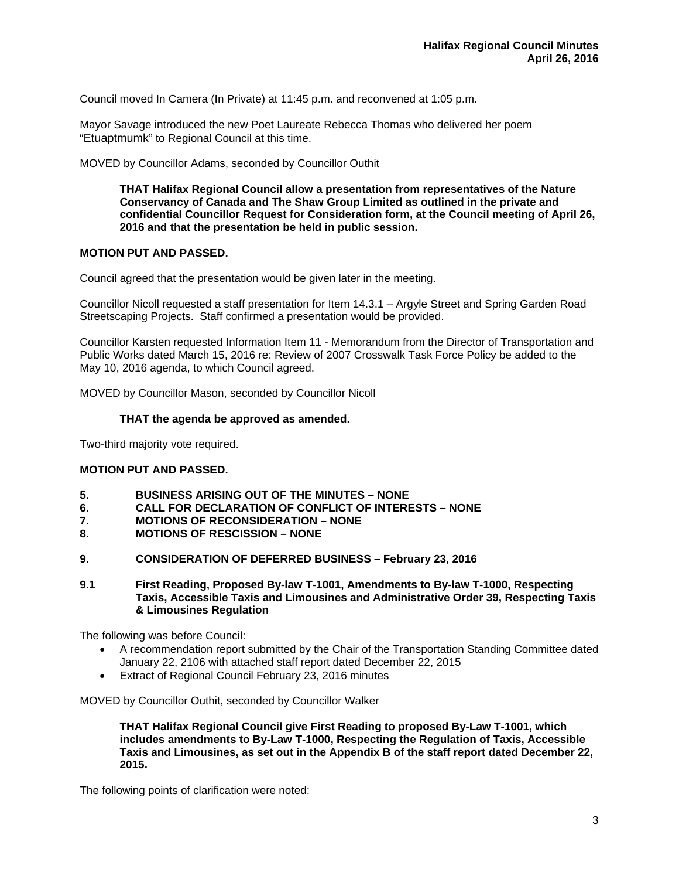Council moved In Camera (In Private) at 11:45 p.m. and reconvened at 1:05 p.m.

Mayor Savage introduced the new Poet Laureate Rebecca Thomas who delivered her poem "Etuaptmumk" to Regional Council at this time.

MOVED by Councillor Adams, seconded by Councillor Outhit

> **THAT Halifax Regional Council allow a presentation from representatives of the Nature Conservancy of Canada and The Shaw Group Limited as outlined in the private and confidential Councillor Request for Consideration form, at the Council meeting of April 26, 2016 and that the presentation be held in public session.**

**MOTION PUT AND PASSED.**

Council agreed that the presentation would be given later in the meeting.

Councillor Nicoll requested a staff presentation for Item 14.3.1 – Argyle Street and Spring Garden Road Streetscaping Projects. Staff confirmed a presentation would be provided.

Councillor Karsten requested Information Item 11 - Memorandum from the Director of Transportation and Public Works dated March 15, 2016 re: Review of 2007 Crosswalk Task Force Policy be added to the May 10, 2016 agenda, to which Council agreed.

MOVED by Councillor Mason, seconded by Councillor Nicoll

> **THAT the agenda be approved as amended.**

Two-third majority vote required.

**MOTION PUT AND PASSED.**

**5. BUSINESS ARISING OUT OF THE MINUTES – NONE**
**6. CALL FOR DECLARATION OF CONFLICT OF INTERESTS – NONE**
**7. MOTIONS OF RECONSIDERATION – NONE**
**8. MOTIONS OF RESCISSION – NONE**

**9. CONSIDERATION OF DEFERRED BUSINESS – February 23, 2016**

**9.1 First Reading, Proposed By-law T-1001, Amendments to By-law T-1000, Respecting Taxis, Accessible Taxis and Limousines and Administrative Order 39, Respecting Taxis & Limousines Regulation**

The following was before Council:

- A recommendation report submitted by the Chair of the Transportation Standing Committee dated January 22, 2106 with attached staff report dated December 22, 2015
- Extract of Regional Council February 23, 2016 minutes

MOVED by Councillor Outhit, seconded by Councillor Walker

> **THAT Halifax Regional Council give First Reading to proposed By-Law T-1001, which includes amendments to By-Law T-1000, Respecting the Regulation of Taxis, Accessible Taxis and Limousines, as set out in the Appendix B of the staff report dated December 22, 2015.**

The following points of clarification were noted: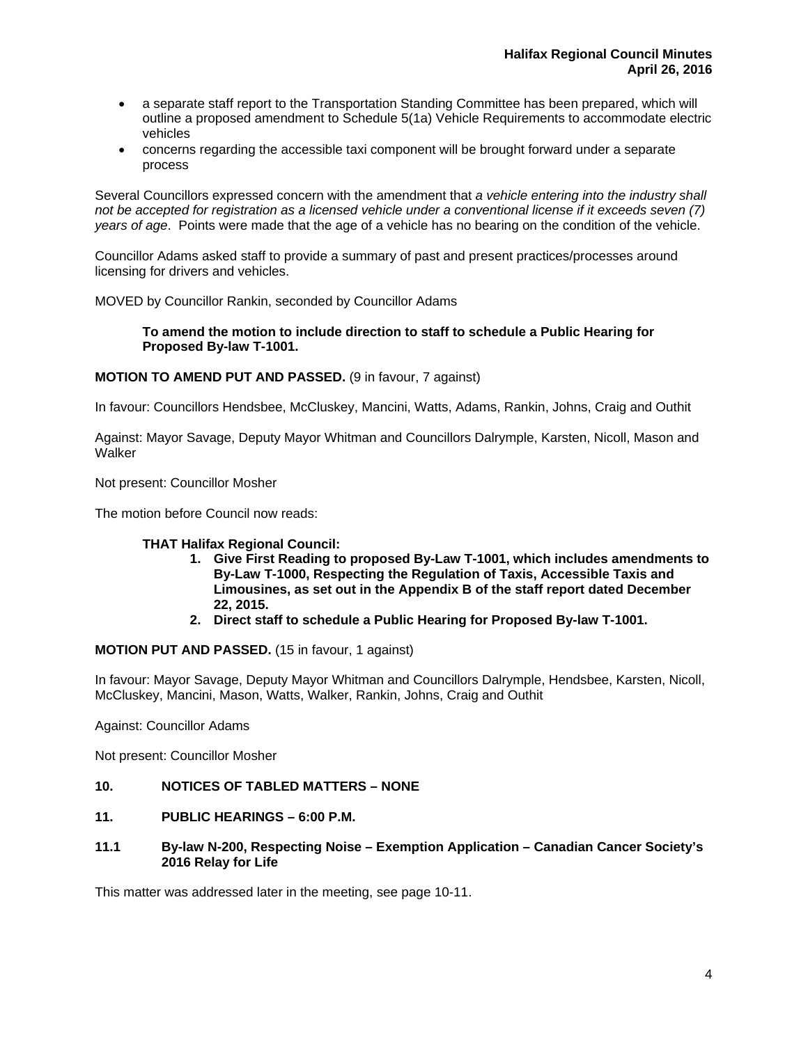- a separate staff report to the Transportation Standing Committee has been prepared, which will outline a proposed amendment to Schedule 5(1a) Vehicle Requirements to accommodate electric vehicles
- concerns regarding the accessible taxi component will be brought forward under a separate process

Several Councillors expressed concern with the amendment that *a vehicle entering into the industry shall not be accepted for registration as a licensed vehicle under a conventional license if it exceeds seven (7) years of age*. Points were made that the age of a vehicle has no bearing on the condition of the vehicle.

Councillor Adams asked staff to provide a summary of past and present practices/processes around licensing for drivers and vehicles.

MOVED by Councillor Rankin, seconded by Councillor Adams

> **To amend the motion to include direction to staff to schedule a Public Hearing for Proposed By-law T-1001.**

**MOTION TO AMEND PUT AND PASSED.** (9 in favour, 7 against)

In favour: Councillors Hendsbee, McCluskey, Mancini, Watts, Adams, Rankin, Johns, Craig and Outhit

Against: Mayor Savage, Deputy Mayor Whitman and Councillors Dalrymple, Karsten, Nicoll, Mason and Walker

Not present: Councillor Mosher

The motion before Council now reads:

> **THAT Halifax Regional Council:**
>
> 1. **Give First Reading to proposed By-Law T-1001, which includes amendments to By-Law T-1000, Respecting the Regulation of Taxis, Accessible Taxis and Limousines, as set out in the Appendix B of the staff report dated December 22, 2015.**
> 2. **Direct staff to schedule a Public Hearing for Proposed By-law T-1001.**

**MOTION PUT AND PASSED.** (15 in favour, 1 against)

In favour: Mayor Savage, Deputy Mayor Whitman and Councillors Dalrymple, Hendsbee, Karsten, Nicoll, McCluskey, Mancini, Mason, Watts, Walker, Rankin, Johns, Craig and Outhit

Against: Councillor Adams

Not present: Councillor Mosher

## 10. NOTICES OF TABLED MATTERS – NONE

## 11. PUBLIC HEARINGS – 6:00 P.M.

### 11.1 By-law N-200, Respecting Noise – Exemption Application – Canadian Cancer Society's 2016 Relay for Life

This matter was addressed later in the meeting, see page 10-11.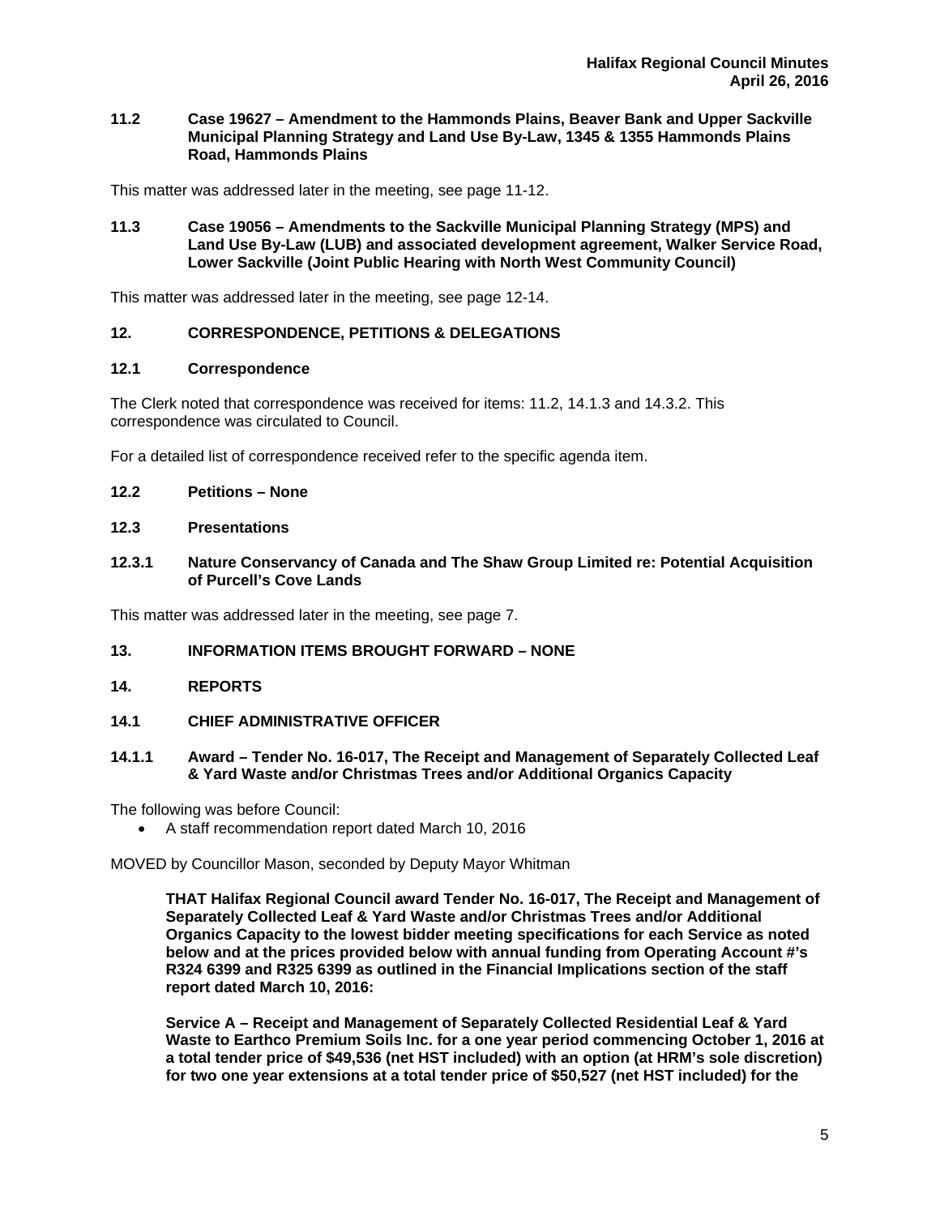**11.2 Case 19627 – Amendment to the Hammonds Plains, Beaver Bank and Upper Sackville Municipal Planning Strategy and Land Use By-Law, 1345 & 1355 Hammonds Plains Road, Hammonds Plains**

This matter was addressed later in the meeting, see page 11-12.

**11.3 Case 19056 – Amendments to the Sackville Municipal Planning Strategy (MPS) and Land Use By-Law (LUB) and associated development agreement, Walker Service Road, Lower Sackville (Joint Public Hearing with North West Community Council)**

This matter was addressed later in the meeting, see page 12-14.

## 12. CORRESPONDENCE, PETITIONS & DELEGATIONS

### 12.1 Correspondence

The Clerk noted that correspondence was received for items: 11.2, 14.1.3 and 14.3.2. This correspondence was circulated to Council.

For a detailed list of correspondence received refer to the specific agenda item.

### 12.2 Petitions – None

### 12.3 Presentations

**12.3.1 Nature Conservancy of Canada and The Shaw Group Limited re: Potential Acquisition of Purcell's Cove Lands**

This matter was addressed later in the meeting, see page 7.

## 13. INFORMATION ITEMS BROUGHT FORWARD – NONE

## 14. REPORTS

### 14.1 CHIEF ADMINISTRATIVE OFFICER

**14.1.1 Award – Tender No. 16-017, The Receipt and Management of Separately Collected Leaf & Yard Waste and/or Christmas Trees and/or Additional Organics Capacity**

The following was before Council:

- A staff recommendation report dated March 10, 2016

MOVED by Councillor Mason, seconded by Deputy Mayor Whitman

> **THAT Halifax Regional Council award Tender No. 16-017, The Receipt and Management of Separately Collected Leaf & Yard Waste and/or Christmas Trees and/or Additional Organics Capacity to the lowest bidder meeting specifications for each Service as noted below and at the prices provided below with annual funding from Operating Account #'s R324 6399 and R325 6399 as outlined in the Financial Implications section of the staff report dated March 10, 2016:**
>
> **Service A – Receipt and Management of Separately Collected Residential Leaf & Yard Waste to Earthco Premium Soils Inc. for a one year period commencing October 1, 2016 at a total tender price of $49,536 (net HST included) with an option (at HRM's sole discretion) for two one year extensions at a total tender price of $50,527 (net HST included) for the**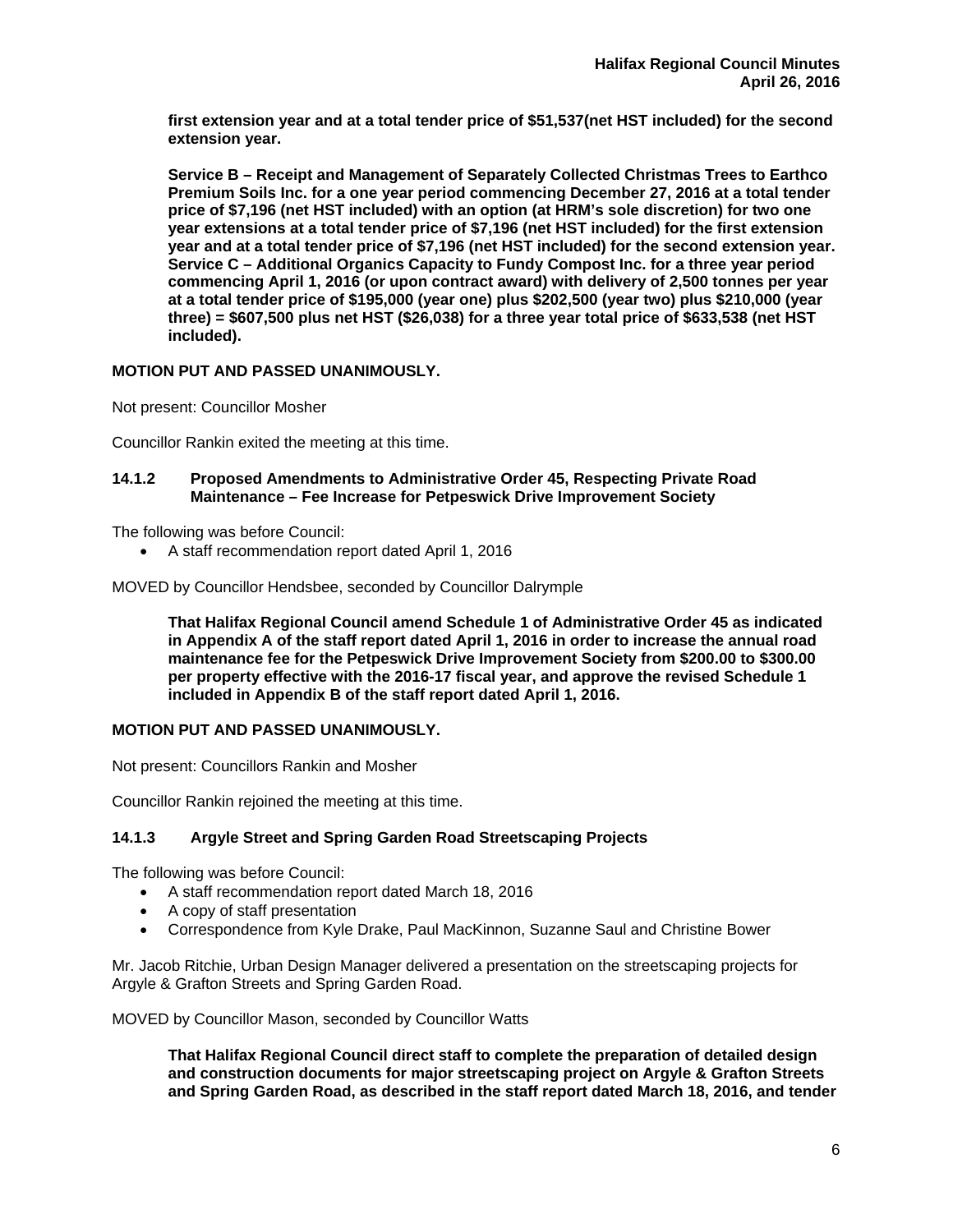**first extension year and at a total tender price of $51,537(net HST included) for the second extension year.**

**Service B – Receipt and Management of Separately Collected Christmas Trees to Earthco Premium Soils Inc. for a one year period commencing December 27, 2016 at a total tender price of $7,196 (net HST included) with an option (at HRM's sole discretion) for two one year extensions at a total tender price of $7,196 (net HST included) for the first extension year and at a total tender price of $7,196 (net HST included) for the second extension year. Service C – Additional Organics Capacity to Fundy Compost Inc. for a three year period commencing April 1, 2016 (or upon contract award) with delivery of 2,500 tonnes per year at a total tender price of $195,000 (year one) plus $202,500 (year two) plus $210,000 (year three) = $607,500 plus net HST ($26,038) for a three year total price of $633,538 (net HST included).**

**MOTION PUT AND PASSED UNANIMOUSLY.**

Not present: Councillor Mosher

Councillor Rankin exited the meeting at this time.

### 14.1.2 Proposed Amendments to Administrative Order 45, Respecting Private Road Maintenance – Fee Increase for Petpeswick Drive Improvement Society

The following was before Council:

- A staff recommendation report dated April 1, 2016

MOVED by Councillor Hendsbee, seconded by Councillor Dalrymple

**That Halifax Regional Council amend Schedule 1 of Administrative Order 45 as indicated in Appendix A of the staff report dated April 1, 2016 in order to increase the annual road maintenance fee for the Petpeswick Drive Improvement Society from $200.00 to $300.00 per property effective with the 2016-17 fiscal year, and approve the revised Schedule 1 included in Appendix B of the staff report dated April 1, 2016.**

**MOTION PUT AND PASSED UNANIMOUSLY.**

Not present: Councillors Rankin and Mosher

Councillor Rankin rejoined the meeting at this time.

### 14.1.3 Argyle Street and Spring Garden Road Streetscaping Projects

The following was before Council:

- A staff recommendation report dated March 18, 2016
- A copy of staff presentation
- Correspondence from Kyle Drake, Paul MacKinnon, Suzanne Saul and Christine Bower

Mr. Jacob Ritchie, Urban Design Manager delivered a presentation on the streetscaping projects for Argyle & Grafton Streets and Spring Garden Road.

MOVED by Councillor Mason, seconded by Councillor Watts

**That Halifax Regional Council direct staff to complete the preparation of detailed design and construction documents for major streetscaping project on Argyle & Grafton Streets and Spring Garden Road, as described in the staff report dated March 18, 2016, and tender**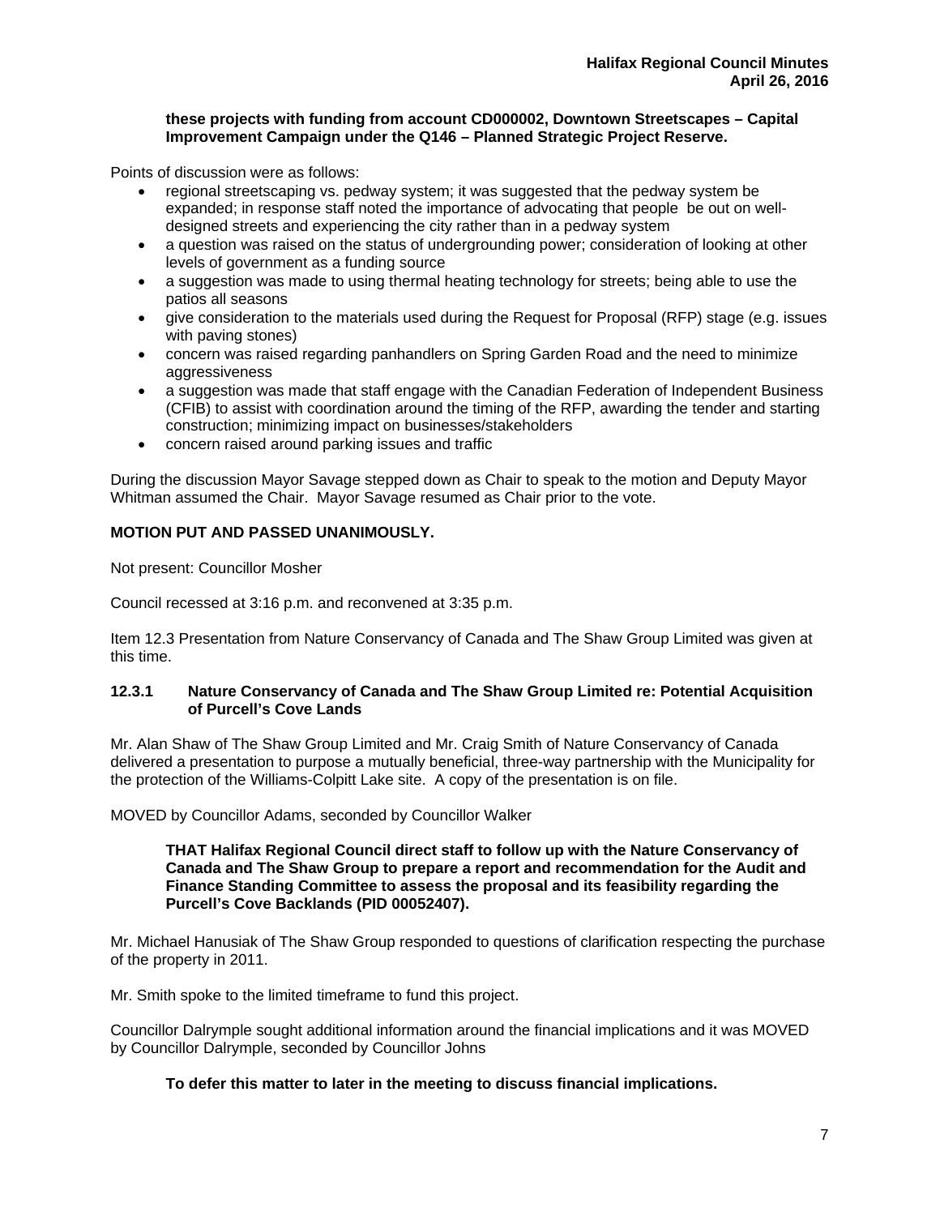**these projects with funding from account CD000002, Downtown Streetscapes – Capital Improvement Campaign under the Q146 – Planned Strategic Project Reserve.**

Points of discussion were as follows:

- regional streetscaping vs. pedway system; it was suggested that the pedway system be expanded; in response staff noted the importance of advocating that people be out on well-designed streets and experiencing the city rather than in a pedway system
- a question was raised on the status of undergrounding power; consideration of looking at other levels of government as a funding source
- a suggestion was made to using thermal heating technology for streets; being able to use the patios all seasons
- give consideration to the materials used during the Request for Proposal (RFP) stage (e.g. issues with paving stones)
- concern was raised regarding panhandlers on Spring Garden Road and the need to minimize aggressiveness
- a suggestion was made that staff engage with the Canadian Federation of Independent Business (CFIB) to assist with coordination around the timing of the RFP, awarding the tender and starting construction; minimizing impact on businesses/stakeholders
- concern raised around parking issues and traffic

During the discussion Mayor Savage stepped down as Chair to speak to the motion and Deputy Mayor Whitman assumed the Chair. Mayor Savage resumed as Chair prior to the vote.

**MOTION PUT AND PASSED UNANIMOUSLY.**

Not present: Councillor Mosher

Council recessed at 3:16 p.m. and reconvened at 3:35 p.m.

Item 12.3 Presentation from Nature Conservancy of Canada and The Shaw Group Limited was given at this time.

### 12.3.1 Nature Conservancy of Canada and The Shaw Group Limited re: Potential Acquisition of Purcell's Cove Lands

Mr. Alan Shaw of The Shaw Group Limited and Mr. Craig Smith of Nature Conservancy of Canada delivered a presentation to purpose a mutually beneficial, three-way partnership with the Municipality for the protection of the Williams-Colpitt Lake site. A copy of the presentation is on file.

MOVED by Councillor Adams, seconded by Councillor Walker

**THAT Halifax Regional Council direct staff to follow up with the Nature Conservancy of Canada and The Shaw Group to prepare a report and recommendation for the Audit and Finance Standing Committee to assess the proposal and its feasibility regarding the Purcell's Cove Backlands (PID 00052407).**

Mr. Michael Hanusiak of The Shaw Group responded to questions of clarification respecting the purchase of the property in 2011.

Mr. Smith spoke to the limited timeframe to fund this project.

Councillor Dalrymple sought additional information around the financial implications and it was MOVED by Councillor Dalrymple, seconded by Councillor Johns

**To defer this matter to later in the meeting to discuss financial implications.**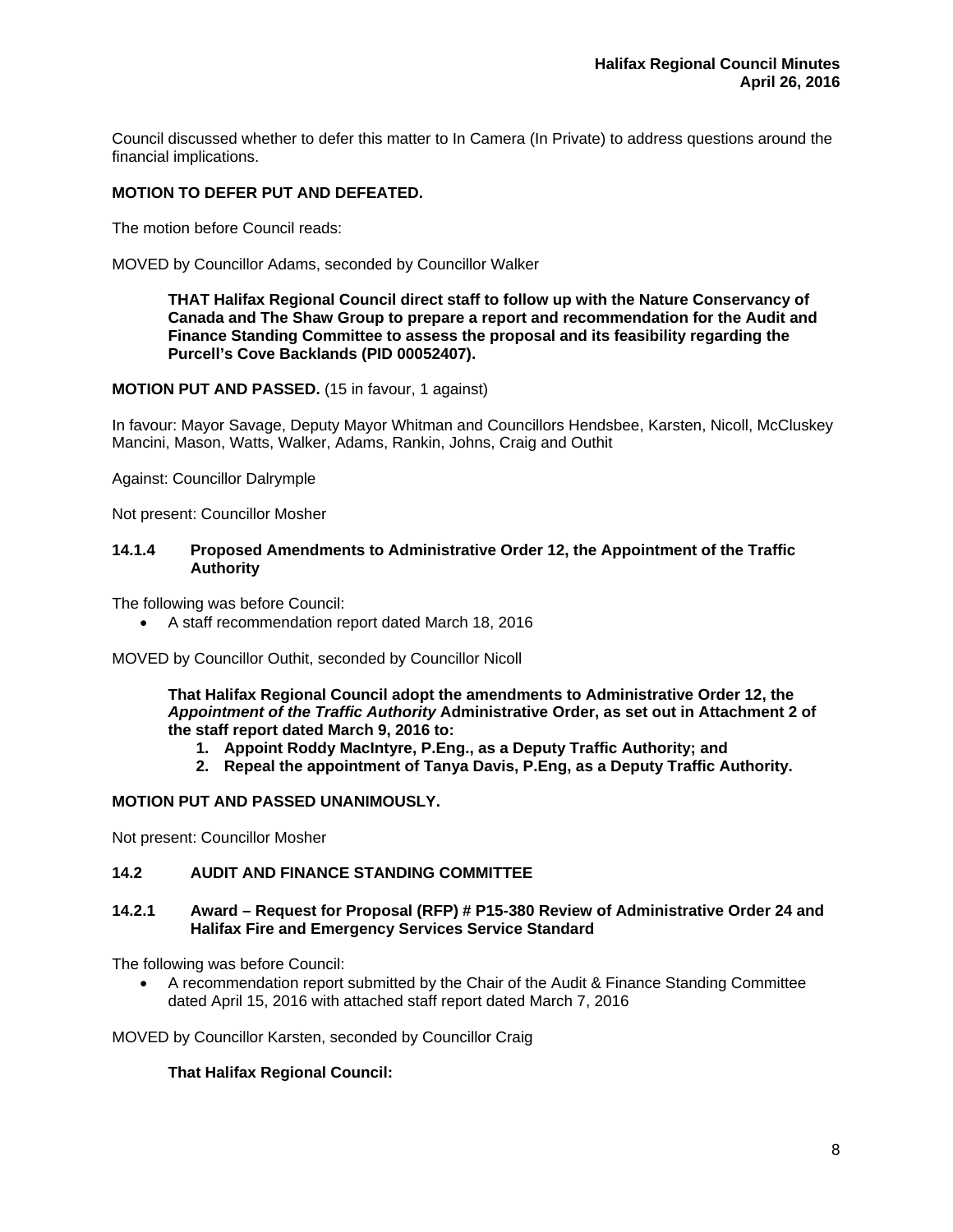Council discussed whether to defer this matter to In Camera (In Private) to address questions around the financial implications.

**MOTION TO DEFER PUT AND DEFEATED.**

The motion before Council reads:

MOVED by Councillor Adams, seconded by Councillor Walker

> **THAT Halifax Regional Council direct staff to follow up with the Nature Conservancy of Canada and The Shaw Group to prepare a report and recommendation for the Audit and Finance Standing Committee to assess the proposal and its feasibility regarding the Purcell's Cove Backlands (PID 00052407).**

**MOTION PUT AND PASSED.** (15 in favour, 1 against)

In favour: Mayor Savage, Deputy Mayor Whitman and Councillors Hendsbee, Karsten, Nicoll, McCluskey Mancini, Mason, Watts, Walker, Adams, Rankin, Johns, Craig and Outhit

Against: Councillor Dalrymple

Not present: Councillor Mosher

### 14.1.4 Proposed Amendments to Administrative Order 12, the Appointment of the Traffic Authority

The following was before Council:

- A staff recommendation report dated March 18, 2016

MOVED by Councillor Outhit, seconded by Councillor Nicoll

> **That Halifax Regional Council adopt the amendments to Administrative Order 12, the *Appointment of the Traffic Authority* Administrative Order, as set out in Attachment 2 of the staff report dated March 9, 2016 to:**
> 1. **Appoint Roddy MacIntyre, P.Eng., as a Deputy Traffic Authority; and**
> 2. **Repeal the appointment of Tanya Davis, P.Eng, as a Deputy Traffic Authority.**

**MOTION PUT AND PASSED UNANIMOUSLY.**

Not present: Councillor Mosher

## 14.2 AUDIT AND FINANCE STANDING COMMITTEE

### 14.2.1 Award – Request for Proposal (RFP) # P15-380 Review of Administrative Order 24 and Halifax Fire and Emergency Services Service Standard

The following was before Council:

- A recommendation report submitted by the Chair of the Audit & Finance Standing Committee dated April 15, 2016 with attached staff report dated March 7, 2016

MOVED by Councillor Karsten, seconded by Councillor Craig

> **That Halifax Regional Council:**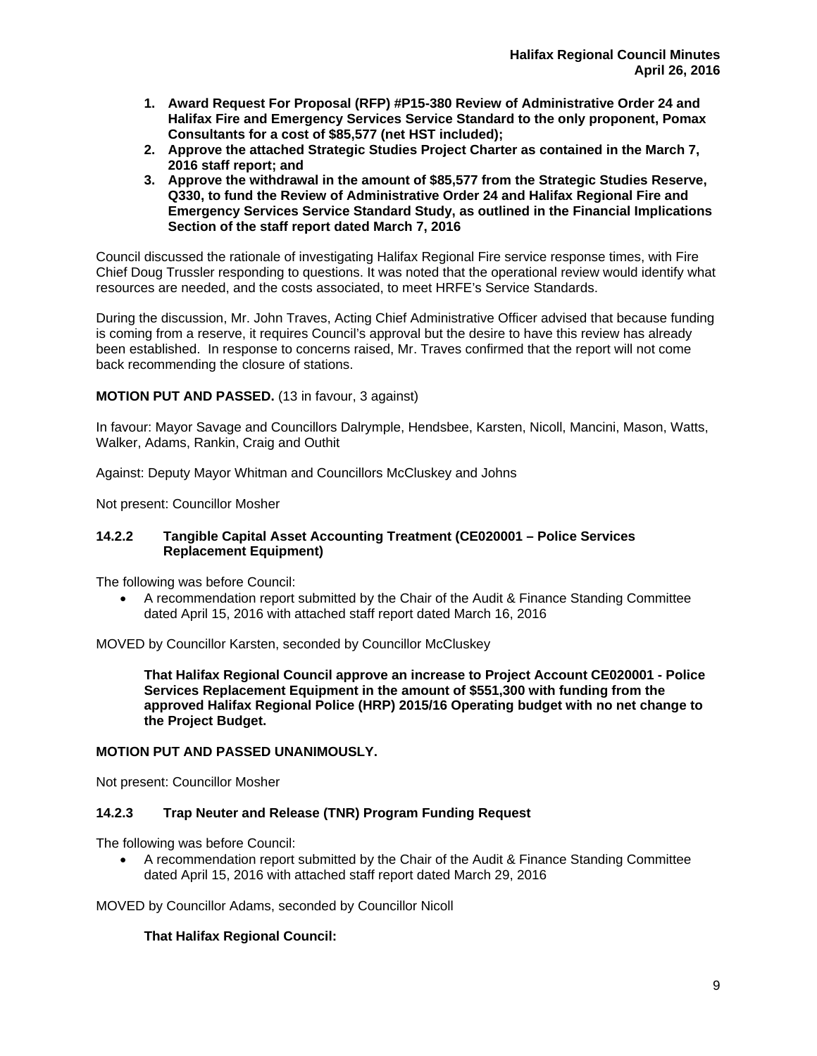1. **Award Request For Proposal (RFP) #P15-380 Review of Administrative Order 24 and Halifax Fire and Emergency Services Service Standard to the only proponent, Pomax Consultants for a cost of $85,577 (net HST included);**
2. **Approve the attached Strategic Studies Project Charter as contained in the March 7, 2016 staff report; and**
3. **Approve the withdrawal in the amount of $85,577 from the Strategic Studies Reserve, Q330, to fund the Review of Administrative Order 24 and Halifax Regional Fire and Emergency Services Service Standard Study, as outlined in the Financial Implications Section of the staff report dated March 7, 2016**

Council discussed the rationale of investigating Halifax Regional Fire service response times, with Fire Chief Doug Trussler responding to questions. It was noted that the operational review would identify what resources are needed, and the costs associated, to meet HRFE's Service Standards.

During the discussion, Mr. John Traves, Acting Chief Administrative Officer advised that because funding is coming from a reserve, it requires Council's approval but the desire to have this review has already been established. In response to concerns raised, Mr. Traves confirmed that the report will not come back recommending the closure of stations.

**MOTION PUT AND PASSED.** (13 in favour, 3 against)

In favour: Mayor Savage and Councillors Dalrymple, Hendsbee, Karsten, Nicoll, Mancini, Mason, Watts, Walker, Adams, Rankin, Craig and Outhit

Against: Deputy Mayor Whitman and Councillors McCluskey and Johns

Not present: Councillor Mosher

### 14.2.2 Tangible Capital Asset Accounting Treatment (CE020001 – Police Services Replacement Equipment)

The following was before Council:

- A recommendation report submitted by the Chair of the Audit & Finance Standing Committee dated April 15, 2016 with attached staff report dated March 16, 2016

MOVED by Councillor Karsten, seconded by Councillor McCluskey

**That Halifax Regional Council approve an increase to Project Account CE020001 - Police Services Replacement Equipment in the amount of $551,300 with funding from the approved Halifax Regional Police (HRP) 2015/16 Operating budget with no net change to the Project Budget.**

**MOTION PUT AND PASSED UNANIMOUSLY.**

Not present: Councillor Mosher

### 14.2.3 Trap Neuter and Release (TNR) Program Funding Request

The following was before Council:

- A recommendation report submitted by the Chair of the Audit & Finance Standing Committee dated April 15, 2016 with attached staff report dated March 29, 2016

MOVED by Councillor Adams, seconded by Councillor Nicoll

**That Halifax Regional Council:**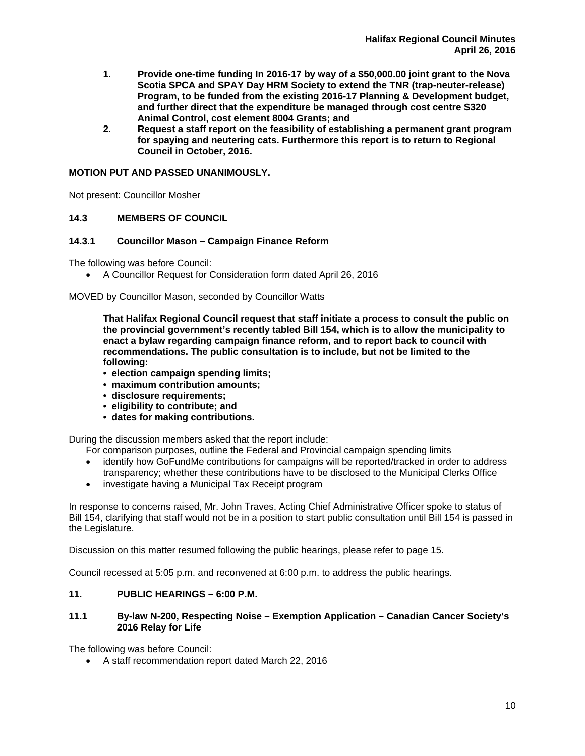1. **Provide one-time funding In 2016-17 by way of a $50,000.00 joint grant to the Nova Scotia SPCA and SPAY Day HRM Society to extend the TNR (trap-neuter-release) Program, to be funded from the existing 2016-17 Planning & Development budget, and further direct that the expenditure be managed through cost centre S320 Animal Control, cost element 8004 Grants; and**
2. **Request a staff report on the feasibility of establishing a permanent grant program for spaying and neutering cats. Furthermore this report is to return to Regional Council in October, 2016.**

**MOTION PUT AND PASSED UNANIMOUSLY.**

Not present: Councillor Mosher

### 14.3 MEMBERS OF COUNCIL

### 14.3.1 Councillor Mason – Campaign Finance Reform

The following was before Council:

- A Councillor Request for Consideration form dated April 26, 2016

MOVED by Councillor Mason, seconded by Councillor Watts

> **That Halifax Regional Council request that staff initiate a process to consult the public on the provincial government's recently tabled Bill 154, which is to allow the municipality to enact a bylaw regarding campaign finance reform, and to report back to council with recommendations. The public consultation is to include, but not be limited to the following:**
> - **election campaign spending limits;**
> - **maximum contribution amounts;**
> - **disclosure requirements;**
> - **eligibility to contribute; and**
> - **dates for making contributions.**

During the discussion members asked that the report include:

For comparison purposes, outline the Federal and Provincial campaign spending limits

- identify how GoFundMe contributions for campaigns will be reported/tracked in order to address transparency; whether these contributions have to be disclosed to the Municipal Clerks Office
- investigate having a Municipal Tax Receipt program

In response to concerns raised, Mr. John Traves, Acting Chief Administrative Officer spoke to status of Bill 154, clarifying that staff would not be in a position to start public consultation until Bill 154 is passed in the Legislature.

Discussion on this matter resumed following the public hearings, please refer to page 15.

Council recessed at 5:05 p.m. and reconvened at 6:00 p.m. to address the public hearings.

### 11. PUBLIC HEARINGS – 6:00 P.M.

### 11.1 By-law N-200, Respecting Noise – Exemption Application – Canadian Cancer Society's 2016 Relay for Life

The following was before Council:

- A staff recommendation report dated March 22, 2016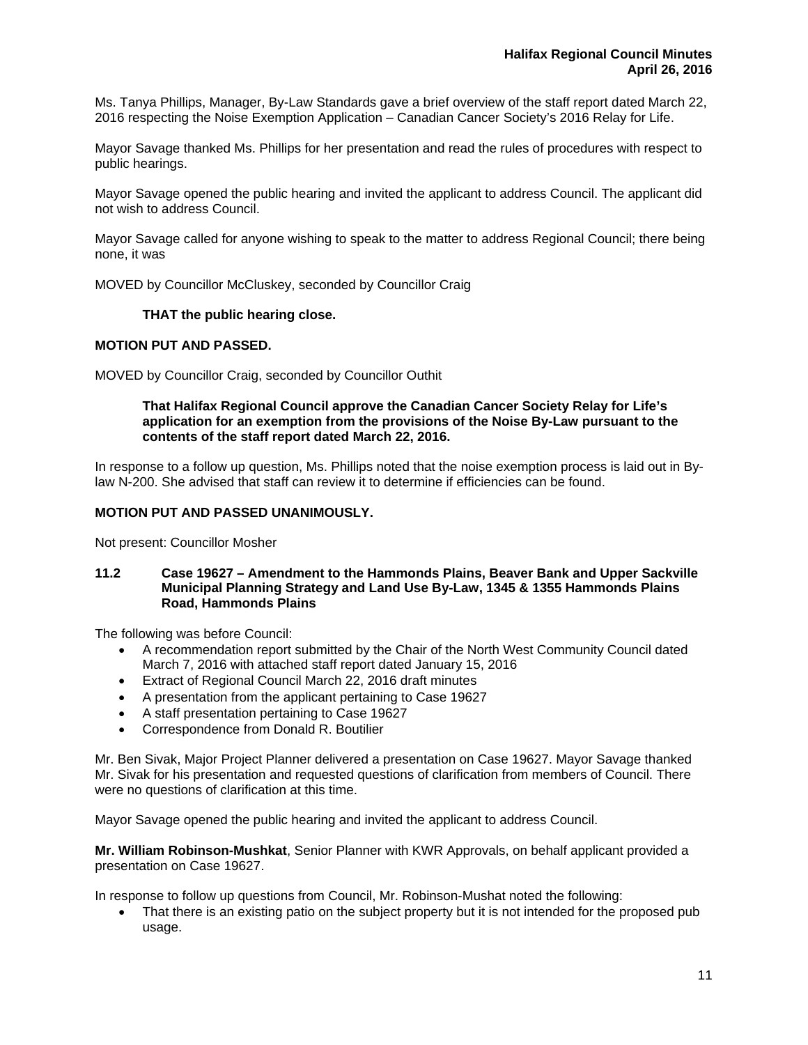Ms. Tanya Phillips, Manager, By-Law Standards gave a brief overview of the staff report dated March 22, 2016 respecting the Noise Exemption Application – Canadian Cancer Society's 2016 Relay for Life.

Mayor Savage thanked Ms. Phillips for her presentation and read the rules of procedures with respect to public hearings.

Mayor Savage opened the public hearing and invited the applicant to address Council. The applicant did not wish to address Council.

Mayor Savage called for anyone wishing to speak to the matter to address Regional Council; there being none, it was

MOVED by Councillor McCluskey, seconded by Councillor Craig

> **THAT the public hearing close.**

**MOTION PUT AND PASSED.**

MOVED by Councillor Craig, seconded by Councillor Outhit

> **That Halifax Regional Council approve the Canadian Cancer Society Relay for Life's application for an exemption from the provisions of the Noise By-Law pursuant to the contents of the staff report dated March 22, 2016.**

In response to a follow up question, Ms. Phillips noted that the noise exemption process is laid out in By-law N-200. She advised that staff can review it to determine if efficiencies can be found.

**MOTION PUT AND PASSED UNANIMOUSLY.**

Not present: Councillor Mosher

### 11.2 Case 19627 – Amendment to the Hammonds Plains, Beaver Bank and Upper Sackville Municipal Planning Strategy and Land Use By-Law, 1345 & 1355 Hammonds Plains Road, Hammonds Plains

The following was before Council:

- A recommendation report submitted by the Chair of the North West Community Council dated March 7, 2016 with attached staff report dated January 15, 2016
- Extract of Regional Council March 22, 2016 draft minutes
- A presentation from the applicant pertaining to Case 19627
- A staff presentation pertaining to Case 19627
- Correspondence from Donald R. Boutilier

Mr. Ben Sivak, Major Project Planner delivered a presentation on Case 19627. Mayor Savage thanked Mr. Sivak for his presentation and requested questions of clarification from members of Council. There were no questions of clarification at this time.

Mayor Savage opened the public hearing and invited the applicant to address Council.

**Mr. William Robinson-Mushkat**, Senior Planner with KWR Approvals, on behalf applicant provided a presentation on Case 19627.

In response to follow up questions from Council, Mr. Robinson-Mushat noted the following:

- That there is an existing patio on the subject property but it is not intended for the proposed pub usage.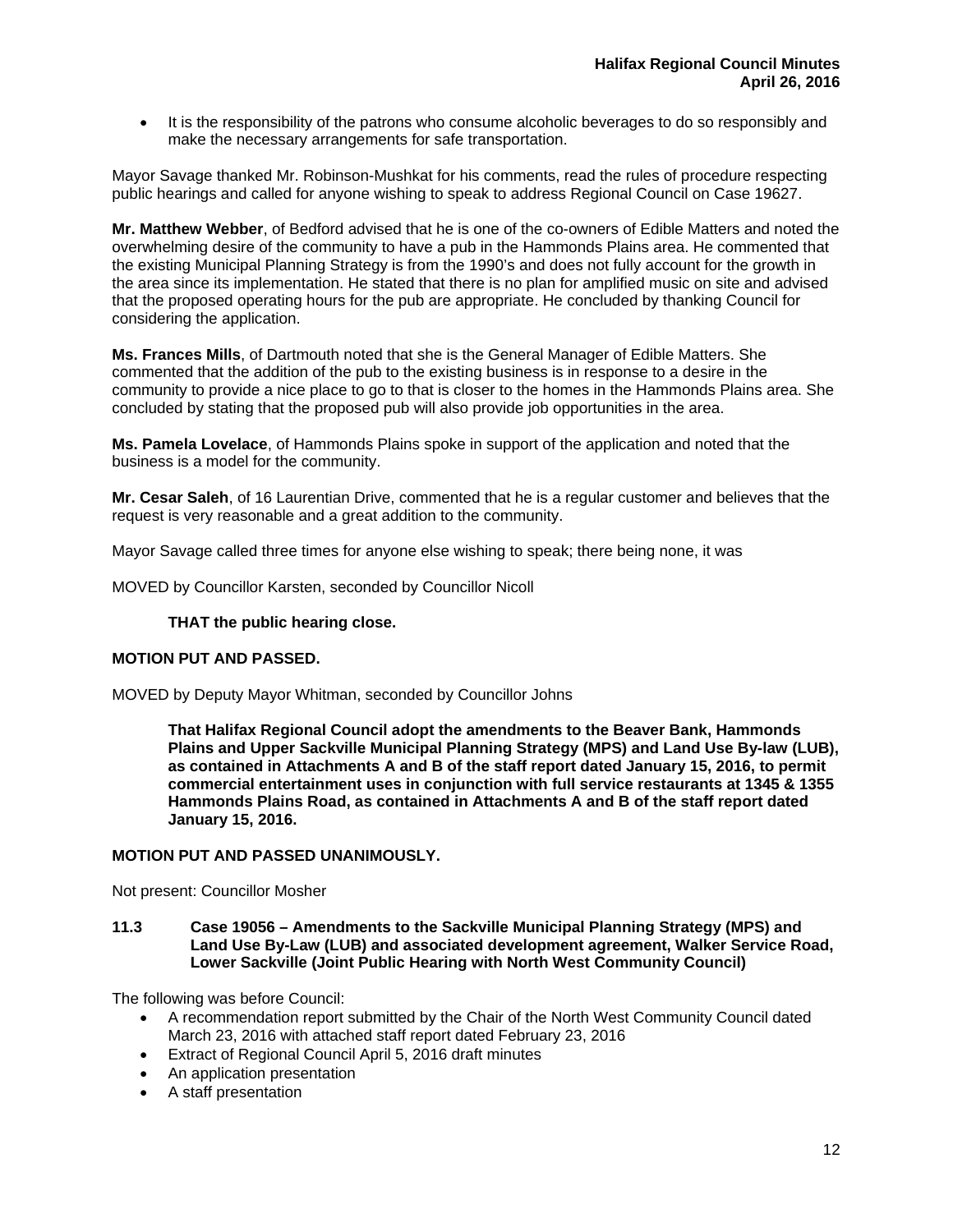- It is the responsibility of the patrons who consume alcoholic beverages to do so responsibly and make the necessary arrangements for safe transportation.

Mayor Savage thanked Mr. Robinson-Mushkat for his comments, read the rules of procedure respecting public hearings and called for anyone wishing to speak to address Regional Council on Case 19627.

**Mr. Matthew Webber**, of Bedford advised that he is one of the co-owners of Edible Matters and noted the overwhelming desire of the community to have a pub in the Hammonds Plains area. He commented that the existing Municipal Planning Strategy is from the 1990's and does not fully account for the growth in the area since its implementation. He stated that there is no plan for amplified music on site and advised that the proposed operating hours for the pub are appropriate. He concluded by thanking Council for considering the application.

**Ms. Frances Mills**, of Dartmouth noted that she is the General Manager of Edible Matters. She commented that the addition of the pub to the existing business is in response to a desire in the community to provide a nice place to go to that is closer to the homes in the Hammonds Plains area. She concluded by stating that the proposed pub will also provide job opportunities in the area.

**Ms. Pamela Lovelace**, of Hammonds Plains spoke in support of the application and noted that the business is a model for the community.

**Mr. Cesar Saleh**, of 16 Laurentian Drive, commented that he is a regular customer and believes that the request is very reasonable and a great addition to the community.

Mayor Savage called three times for anyone else wishing to speak; there being none, it was

MOVED by Councillor Karsten, seconded by Councillor Nicoll

> **THAT the public hearing close.**

**MOTION PUT AND PASSED.**

MOVED by Deputy Mayor Whitman, seconded by Councillor Johns

> **That Halifax Regional Council adopt the amendments to the Beaver Bank, Hammonds Plains and Upper Sackville Municipal Planning Strategy (MPS) and Land Use By-law (LUB), as contained in Attachments A and B of the staff report dated January 15, 2016, to permit commercial entertainment uses in conjunction with full service restaurants at 1345 & 1355 Hammonds Plains Road, as contained in Attachments A and B of the staff report dated January 15, 2016.**

**MOTION PUT AND PASSED UNANIMOUSLY.**

Not present: Councillor Mosher

### 11.3 Case 19056 – Amendments to the Sackville Municipal Planning Strategy (MPS) and Land Use By-Law (LUB) and associated development agreement, Walker Service Road, Lower Sackville (Joint Public Hearing with North West Community Council)

The following was before Council:

- A recommendation report submitted by the Chair of the North West Community Council dated March 23, 2016 with attached staff report dated February 23, 2016
- Extract of Regional Council April 5, 2016 draft minutes
- An application presentation
- A staff presentation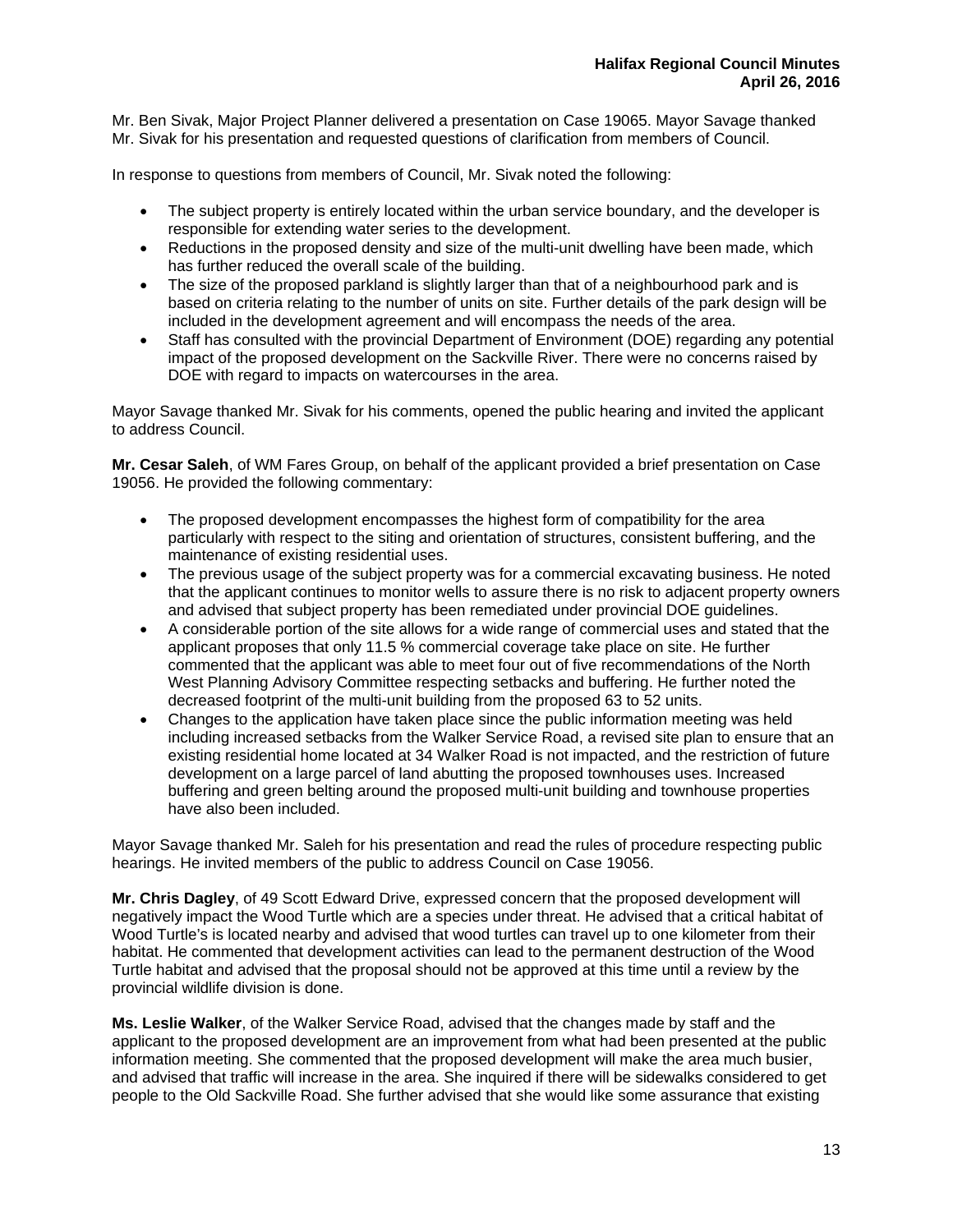Mr. Ben Sivak, Major Project Planner delivered a presentation on Case 19065. Mayor Savage thanked Mr. Sivak for his presentation and requested questions of clarification from members of Council.

In response to questions from members of Council, Mr. Sivak noted the following:

- The subject property is entirely located within the urban service boundary, and the developer is responsible for extending water series to the development.
- Reductions in the proposed density and size of the multi-unit dwelling have been made, which has further reduced the overall scale of the building.
- The size of the proposed parkland is slightly larger than that of a neighbourhood park and is based on criteria relating to the number of units on site. Further details of the park design will be included in the development agreement and will encompass the needs of the area.
- Staff has consulted with the provincial Department of Environment (DOE) regarding any potential impact of the proposed development on the Sackville River. There were no concerns raised by DOE with regard to impacts on watercourses in the area.

Mayor Savage thanked Mr. Sivak for his comments, opened the public hearing and invited the applicant to address Council.

**Mr. Cesar Saleh**, of WM Fares Group, on behalf of the applicant provided a brief presentation on Case 19056. He provided the following commentary:

- The proposed development encompasses the highest form of compatibility for the area particularly with respect to the siting and orientation of structures, consistent buffering, and the maintenance of existing residential uses.
- The previous usage of the subject property was for a commercial excavating business. He noted that the applicant continues to monitor wells to assure there is no risk to adjacent property owners and advised that subject property has been remediated under provincial DOE guidelines.
- A considerable portion of the site allows for a wide range of commercial uses and stated that the applicant proposes that only 11.5 % commercial coverage take place on site. He further commented that the applicant was able to meet four out of five recommendations of the North West Planning Advisory Committee respecting setbacks and buffering. He further noted the decreased footprint of the multi-unit building from the proposed 63 to 52 units.
- Changes to the application have taken place since the public information meeting was held including increased setbacks from the Walker Service Road, a revised site plan to ensure that an existing residential home located at 34 Walker Road is not impacted, and the restriction of future development on a large parcel of land abutting the proposed townhouses uses. Increased buffering and green belting around the proposed multi-unit building and townhouse properties have also been included.

Mayor Savage thanked Mr. Saleh for his presentation and read the rules of procedure respecting public hearings. He invited members of the public to address Council on Case 19056.

**Mr. Chris Dagley**, of 49 Scott Edward Drive, expressed concern that the proposed development will negatively impact the Wood Turtle which are a species under threat. He advised that a critical habitat of Wood Turtle's is located nearby and advised that wood turtles can travel up to one kilometer from their habitat. He commented that development activities can lead to the permanent destruction of the Wood Turtle habitat and advised that the proposal should not be approved at this time until a review by the provincial wildlife division is done.

**Ms. Leslie Walker**, of the Walker Service Road, advised that the changes made by staff and the applicant to the proposed development are an improvement from what had been presented at the public information meeting. She commented that the proposed development will make the area much busier, and advised that traffic will increase in the area. She inquired if there will be sidewalks considered to get people to the Old Sackville Road. She further advised that she would like some assurance that existing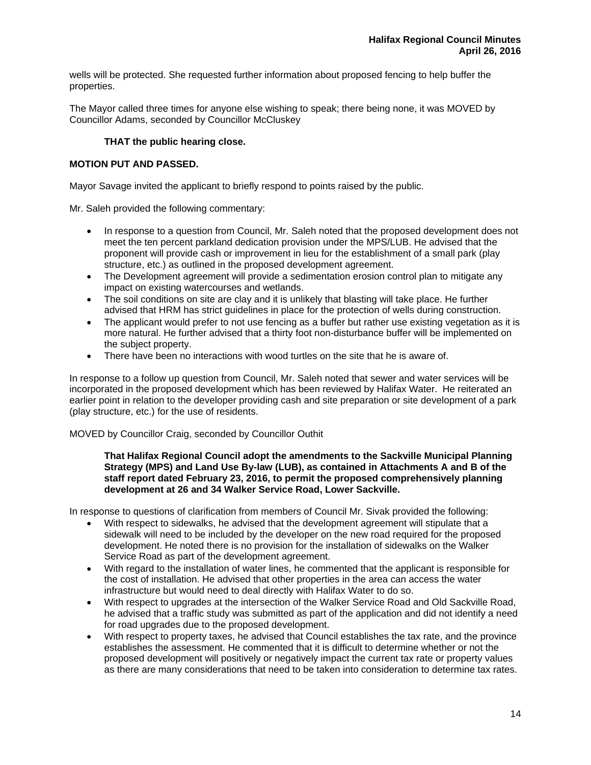wells will be protected. She requested further information about proposed fencing to help buffer the properties.

The Mayor called three times for anyone else wishing to speak; there being none, it was MOVED by Councillor Adams, seconded by Councillor McCluskey

> **THAT the public hearing close.**

**MOTION PUT AND PASSED.**

Mayor Savage invited the applicant to briefly respond to points raised by the public.

Mr. Saleh provided the following commentary:

- In response to a question from Council, Mr. Saleh noted that the proposed development does not meet the ten percent parkland dedication provision under the MPS/LUB. He advised that the proponent will provide cash or improvement in lieu for the establishment of a small park (play structure, etc.) as outlined in the proposed development agreement.
- The Development agreement will provide a sedimentation erosion control plan to mitigate any impact on existing watercourses and wetlands.
- The soil conditions on site are clay and it is unlikely that blasting will take place. He further advised that HRM has strict guidelines in place for the protection of wells during construction.
- The applicant would prefer to not use fencing as a buffer but rather use existing vegetation as it is more natural. He further advised that a thirty foot non-disturbance buffer will be implemented on the subject property.
- There have been no interactions with wood turtles on the site that he is aware of.

In response to a follow up question from Council, Mr. Saleh noted that sewer and water services will be incorporated in the proposed development which has been reviewed by Halifax Water. He reiterated an earlier point in relation to the developer providing cash and site preparation or site development of a park (play structure, etc.) for the use of residents.

MOVED by Councillor Craig, seconded by Councillor Outhit

> **That Halifax Regional Council adopt the amendments to the Sackville Municipal Planning Strategy (MPS) and Land Use By-law (LUB), as contained in Attachments A and B of the staff report dated February 23, 2016, to permit the proposed comprehensively planning development at 26 and 34 Walker Service Road, Lower Sackville.**

In response to questions of clarification from members of Council Mr. Sivak provided the following:

- With respect to sidewalks, he advised that the development agreement will stipulate that a sidewalk will need to be included by the developer on the new road required for the proposed development. He noted there is no provision for the installation of sidewalks on the Walker Service Road as part of the development agreement.
- With regard to the installation of water lines, he commented that the applicant is responsible for the cost of installation. He advised that other properties in the area can access the water infrastructure but would need to deal directly with Halifax Water to do so.
- With respect to upgrades at the intersection of the Walker Service Road and Old Sackville Road, he advised that a traffic study was submitted as part of the application and did not identify a need for road upgrades due to the proposed development.
- With respect to property taxes, he advised that Council establishes the tax rate, and the province establishes the assessment. He commented that it is difficult to determine whether or not the proposed development will positively or negatively impact the current tax rate or property values as there are many considerations that need to be taken into consideration to determine tax rates.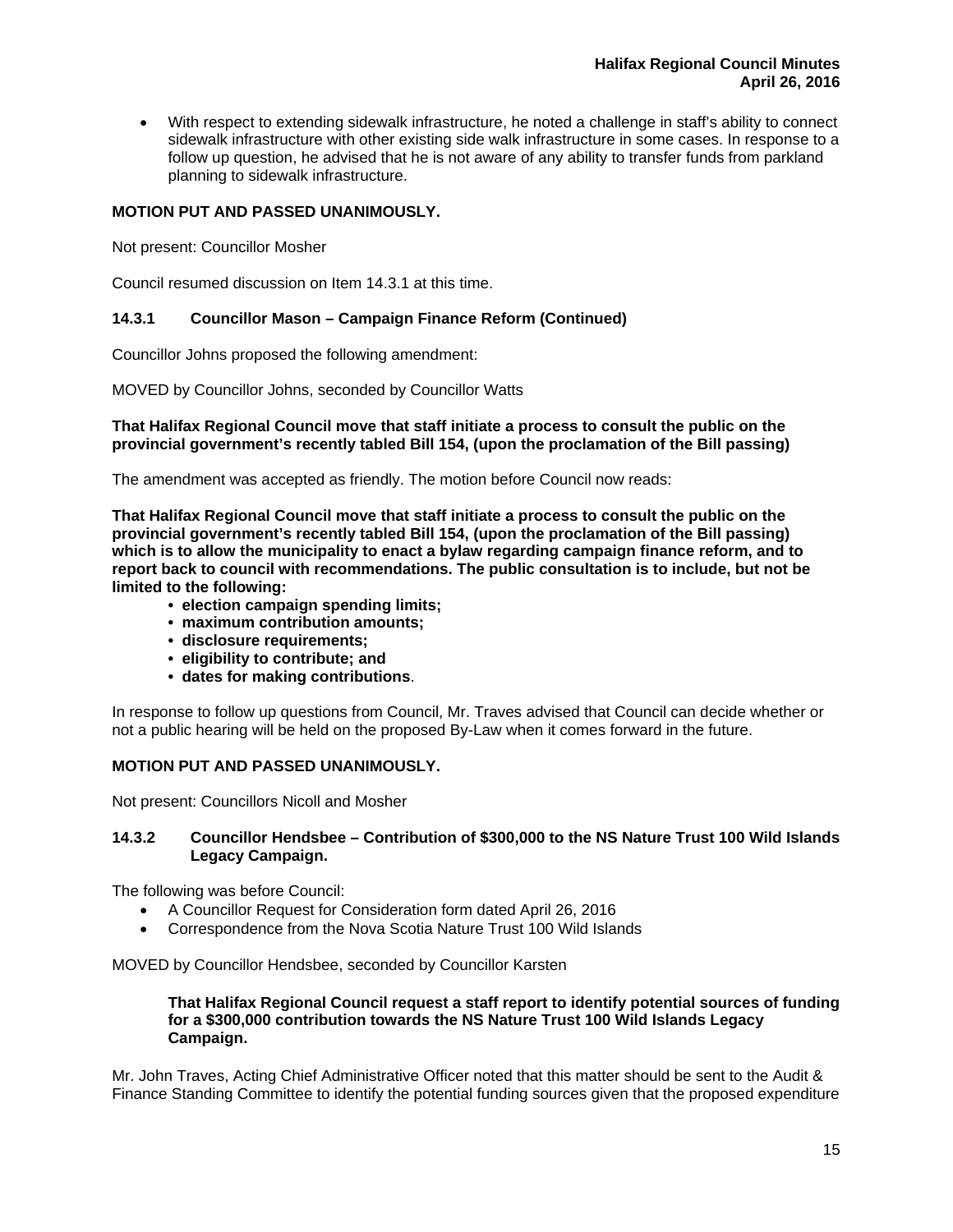- With respect to extending sidewalk infrastructure, he noted a challenge in staff's ability to connect sidewalk infrastructure with other existing side walk infrastructure in some cases. In response to a follow up question, he advised that he is not aware of any ability to transfer funds from parkland planning to sidewalk infrastructure.

**MOTION PUT AND PASSED UNANIMOUSLY.**

Not present: Councillor Mosher

Council resumed discussion on Item 14.3.1 at this time.

### 14.3.1 Councillor Mason – Campaign Finance Reform (Continued)

Councillor Johns proposed the following amendment:

MOVED by Councillor Johns, seconded by Councillor Watts

**That Halifax Regional Council move that staff initiate a process to consult the public on the provincial government's recently tabled Bill 154, (upon the proclamation of the Bill passing)**

The amendment was accepted as friendly. The motion before Council now reads:

**That Halifax Regional Council move that staff initiate a process to consult the public on the provincial government's recently tabled Bill 154, (upon the proclamation of the Bill passing) which is to allow the municipality to enact a bylaw regarding campaign finance reform, and to report back to council with recommendations. The public consultation is to include, but not be limited to the following:**

- **election campaign spending limits;**
- **maximum contribution amounts;**
- **disclosure requirements;**
- **eligibility to contribute; and**
- **dates for making contributions**.

In response to follow up questions from Council, Mr. Traves advised that Council can decide whether or not a public hearing will be held on the proposed By-Law when it comes forward in the future.

**MOTION PUT AND PASSED UNANIMOUSLY.**

Not present: Councillors Nicoll and Mosher

### 14.3.2 Councillor Hendsbee – Contribution of $300,000 to the NS Nature Trust 100 Wild Islands Legacy Campaign.

The following was before Council:

- A Councillor Request for Consideration form dated April 26, 2016
- Correspondence from the Nova Scotia Nature Trust 100 Wild Islands

MOVED by Councillor Hendsbee, seconded by Councillor Karsten

> **That Halifax Regional Council request a staff report to identify potential sources of funding for a $300,000 contribution towards the NS Nature Trust 100 Wild Islands Legacy Campaign.**

Mr. John Traves, Acting Chief Administrative Officer noted that this matter should be sent to the Audit & Finance Standing Committee to identify the potential funding sources given that the proposed expenditure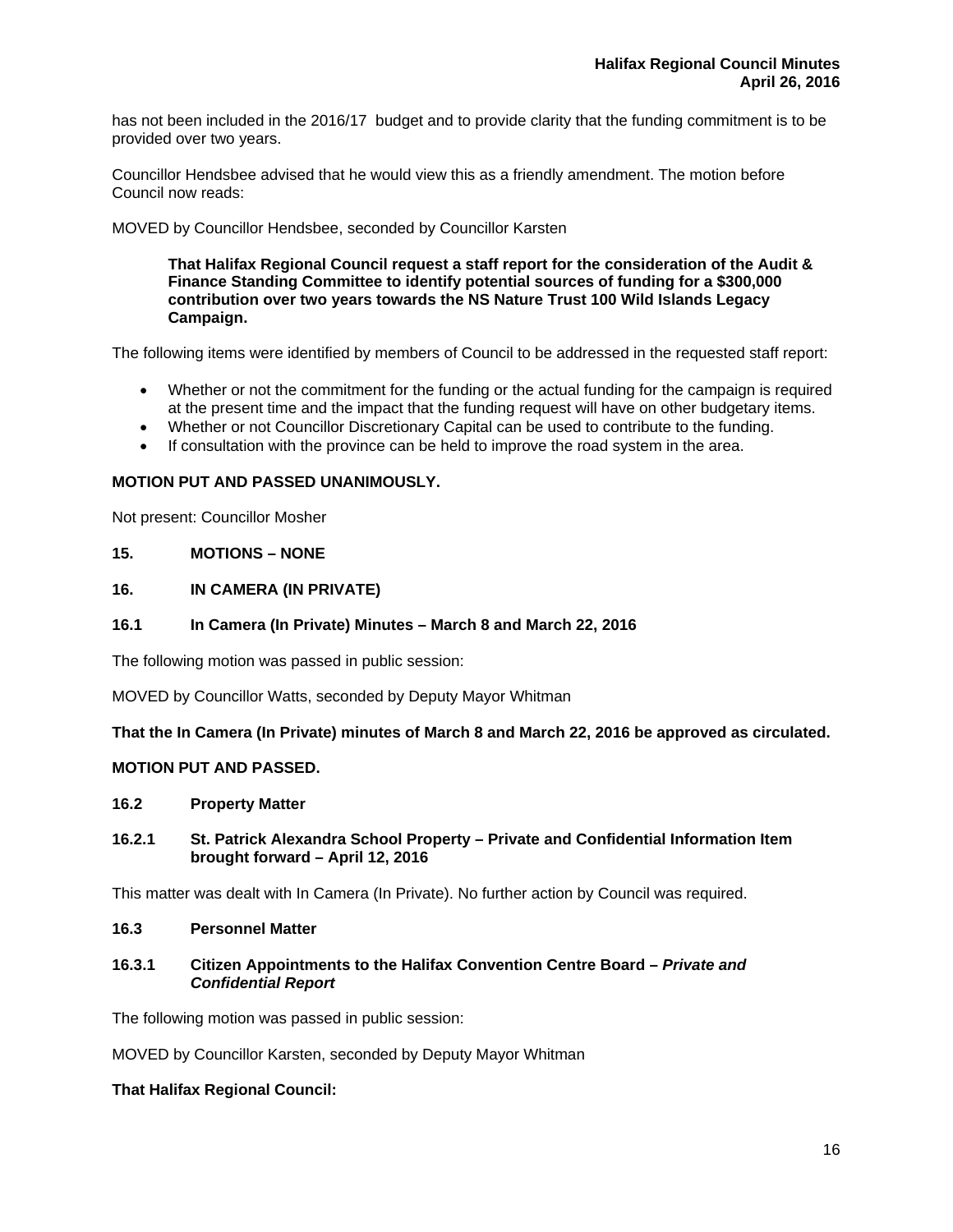has not been included in the 2016/17 budget and to provide clarity that the funding commitment is to be provided over two years.

Councillor Hendsbee advised that he would view this as a friendly amendment. The motion before Council now reads:

MOVED by Councillor Hendsbee, seconded by Councillor Karsten

> **That Halifax Regional Council request a staff report for the consideration of the Audit & Finance Standing Committee to identify potential sources of funding for a $300,000 contribution over two years towards the NS Nature Trust 100 Wild Islands Legacy Campaign.**

The following items were identified by members of Council to be addressed in the requested staff report:

- Whether or not the commitment for the funding or the actual funding for the campaign is required at the present time and the impact that the funding request will have on other budgetary items.
- Whether or not Councillor Discretionary Capital can be used to contribute to the funding.
- If consultation with the province can be held to improve the road system in the area.

**MOTION PUT AND PASSED UNANIMOUSLY.**

Not present: Councillor Mosher

## 15. MOTIONS – NONE

## 16. IN CAMERA (IN PRIVATE)

### 16.1 In Camera (In Private) Minutes – March 8 and March 22, 2016

The following motion was passed in public session:

MOVED by Councillor Watts, seconded by Deputy Mayor Whitman

**That the In Camera (In Private) minutes of March 8 and March 22, 2016 be approved as circulated.**

**MOTION PUT AND PASSED.**

### 16.2 Property Matter

#### 16.2.1 St. Patrick Alexandra School Property – Private and Confidential Information Item brought forward – April 12, 2016

This matter was dealt with In Camera (In Private). No further action by Council was required.

### 16.3 Personnel Matter

#### 16.3.1 Citizen Appointments to the Halifax Convention Centre Board – *Private and Confidential Report*

The following motion was passed in public session:

MOVED by Councillor Karsten, seconded by Deputy Mayor Whitman

**That Halifax Regional Council:**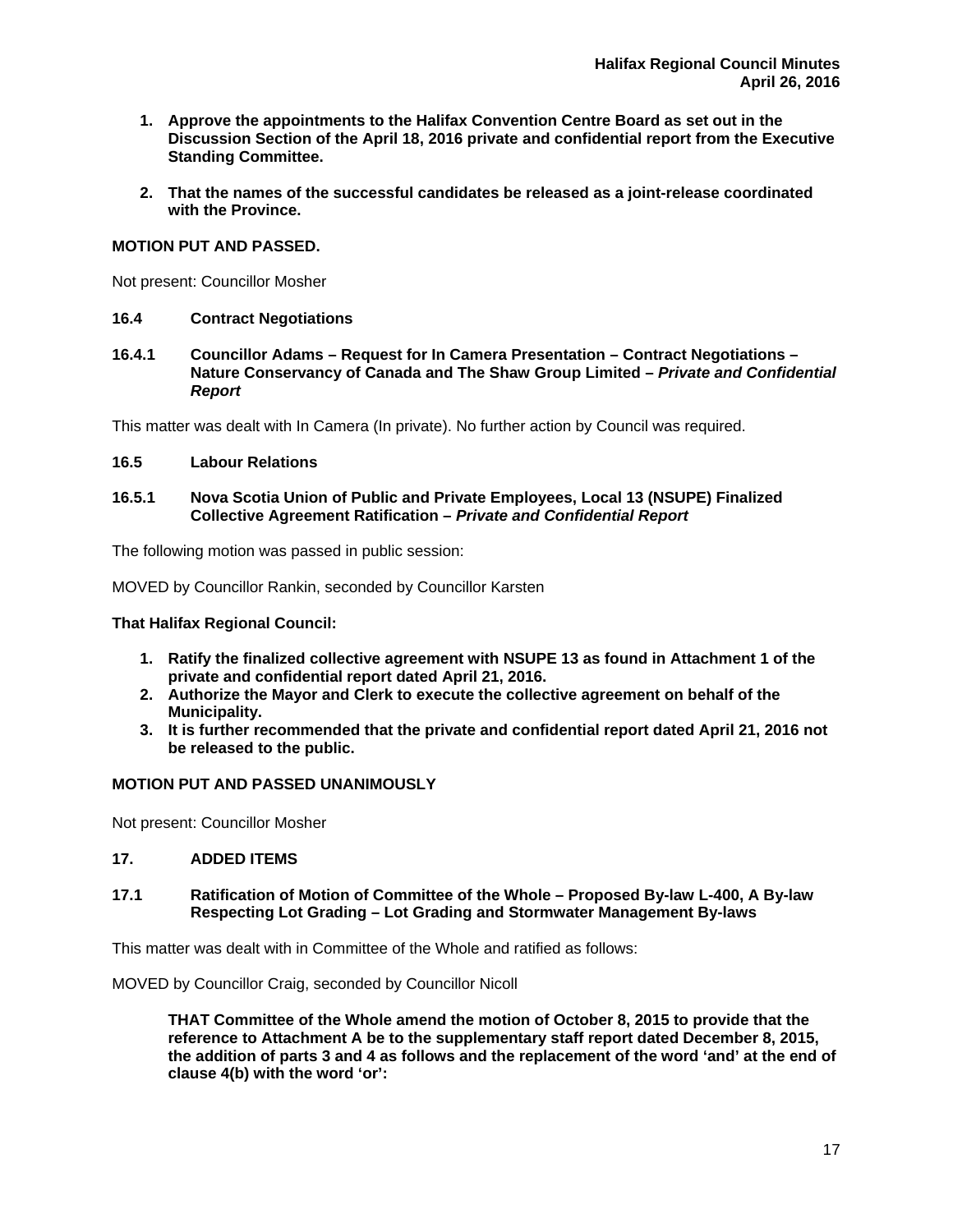1. **Approve the appointments to the Halifax Convention Centre Board as set out in the Discussion Section of the April 18, 2016 private and confidential report from the Executive Standing Committee.**

2. **That the names of the successful candidates be released as a joint-release coordinated with the Province.**

**MOTION PUT AND PASSED.**

Not present: Councillor Mosher

**16.4 Contract Negotiations**

**16.4.1 Councillor Adams – Request for In Camera Presentation – Contract Negotiations – Nature Conservancy of Canada and The Shaw Group Limited – *Private and Confidential Report***

This matter was dealt with In Camera (In private). No further action by Council was required.

**16.5 Labour Relations**

**16.5.1 Nova Scotia Union of Public and Private Employees, Local 13 (NSUPE) Finalized Collective Agreement Ratification – *Private and Confidential Report***

The following motion was passed in public session:

MOVED by Councillor Rankin, seconded by Councillor Karsten

**That Halifax Regional Council:**

1. **Ratify the finalized collective agreement with NSUPE 13 as found in Attachment 1 of the private and confidential report dated April 21, 2016.**
2. **Authorize the Mayor and Clerk to execute the collective agreement on behalf of the Municipality.**
3. **It is further recommended that the private and confidential report dated April 21, 2016 not be released to the public.**

**MOTION PUT AND PASSED UNANIMOUSLY**

Not present: Councillor Mosher

**17. ADDED ITEMS**

**17.1 Ratification of Motion of Committee of the Whole – Proposed By-law L-400, A By-law Respecting Lot Grading – Lot Grading and Stormwater Management By-laws**

This matter was dealt with in Committee of the Whole and ratified as follows:

MOVED by Councillor Craig, seconded by Councillor Nicoll

**THAT Committee of the Whole amend the motion of October 8, 2015 to provide that the reference to Attachment A be to the supplementary staff report dated December 8, 2015, the addition of parts 3 and 4 as follows and the replacement of the word 'and' at the end of clause 4(b) with the word 'or':**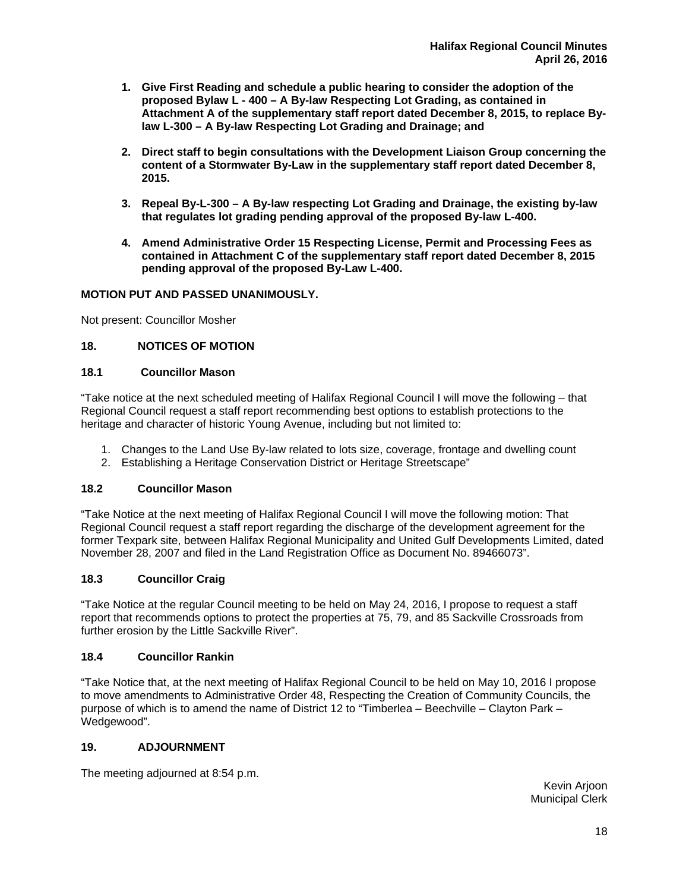1. **Give First Reading and schedule a public hearing to consider the adoption of the proposed Bylaw L - 400 – A By-law Respecting Lot Grading, as contained in Attachment A of the supplementary staff report dated December 8, 2015, to replace By-law L-300 – A By-law Respecting Lot Grading and Drainage; and**

2. **Direct staff to begin consultations with the Development Liaison Group concerning the content of a Stormwater By-Law in the supplementary staff report dated December 8, 2015.**

3. **Repeal By-L-300 – A By-law respecting Lot Grading and Drainage, the existing by-law that regulates lot grading pending approval of the proposed By-law L-400.**

4. **Amend Administrative Order 15 Respecting License, Permit and Processing Fees as contained in Attachment C of the supplementary staff report dated December 8, 2015 pending approval of the proposed By-Law L-400.**

**MOTION PUT AND PASSED UNANIMOUSLY.**

Not present: Councillor Mosher

## 18. NOTICES OF MOTION

### 18.1 Councillor Mason

"Take notice at the next scheduled meeting of Halifax Regional Council I will move the following – that Regional Council request a staff report recommending best options to establish protections to the heritage and character of historic Young Avenue, including but not limited to:

1. Changes to the Land Use By-law related to lots size, coverage, frontage and dwelling count
2. Establishing a Heritage Conservation District or Heritage Streetscape"

### 18.2 Councillor Mason

"Take Notice at the next meeting of Halifax Regional Council I will move the following motion: That Regional Council request a staff report regarding the discharge of the development agreement for the former Texpark site, between Halifax Regional Municipality and United Gulf Developments Limited, dated November 28, 2007 and filed in the Land Registration Office as Document No. 89466073".

### 18.3 Councillor Craig

"Take Notice at the regular Council meeting to be held on May 24, 2016, I propose to request a staff report that recommends options to protect the properties at 75, 79, and 85 Sackville Crossroads from further erosion by the Little Sackville River".

### 18.4 Councillor Rankin

"Take Notice that, at the next meeting of Halifax Regional Council to be held on May 10, 2016 I propose to move amendments to Administrative Order 48, Respecting the Creation of Community Councils, the purpose of which is to amend the name of District 12 to "Timberlea – Beechville – Clayton Park – Wedgewood".

## 19. ADJOURNMENT

The meeting adjourned at 8:54 p.m.

Kevin Arjoon
Municipal Clerk